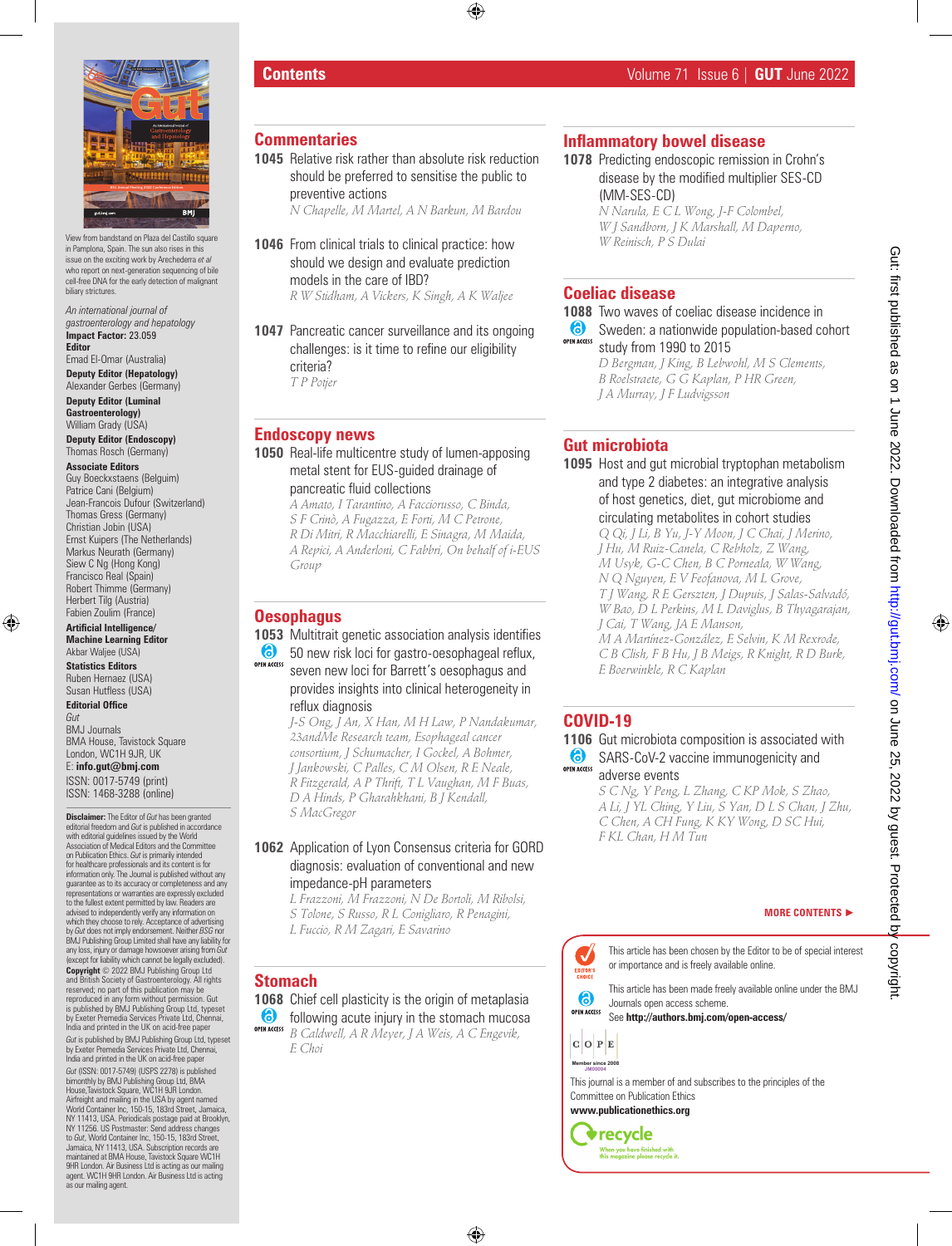# Contents

View from bandstand on Plaza del Castillo square in Pamplona, Spain. The sun also rises in this issue on the exciting work by Arechederra *et al* who report on next-generation sequencing of bile cell-free DNA for the early detection of malignant biliary strictures.

*An international journal of gastroenterology and hepatology*

**Impact Factor:** 23.059

**Editor**
Emad El-Omar (Australia)

**Deputy Editor (Hepatology)**
Alexander Gerbes (Germany)

**Deputy Editor (Luminal Gastroenterology)**
William Grady (USA)

**Deputy Editor (Endoscopy)**
Thomas Rosch (Germany)

**Associate Editors**
Guy Boeckxstaens (Belguim)
Patrice Cani (Belgium)
Jean-Francois Dufour (Switzerland)
Thomas Gress (Germany)
Christian Jobin (USA)
Ernst Kuipers (The Netherlands)
Markus Neurath (Germany)
Siew C Ng (Hong Kong)
Francisco Real (Spain)
Robert Thimme (Germany)
Herbert Tilg (Austria)
Fabien Zoulim (France)

**Artificial Intelligence/ Machine Learning Editor**
Akbar Waljee (USA)

**Statistics Editors**
Ruben Hernaez (USA)
Susan Hutfless (USA)

**Editorial Office**
*Gut*
BMJ Journals
BMA House, Tavistock Square
London, WC1H 9JR, UK
E: **info.gut@bmj.com**
ISSN: 0017-5749 (print)
ISSN: 1468-3288 (online)

**Disclaimer:** The Editor of *Gut* has been granted editorial freedom and *Gut* is published in accordance with editorial guidelines issued by the World Association of Medical Editors and the Committee on Publication Ethics. *Gut* is primarily intended for healthcare professionals and its content is for information only. The Journal is published without any guarantee as to its accuracy or completeness and any representations or warranties are expressly excluded to the fullest extent permitted by law. Readers are advised to independently verify any information on which they choose to rely. Acceptance of advertising by *Gut* does not imply endorsement. Neither *BSG* nor BMJ Publishing Group Limited shall have any liability for any loss, injury or damage howsoever arising from *Gut* (except for liability which cannot be legally excluded).

**Copyright** © 2022 BMJ Publishing Group Ltd and British Society of Gastroenterology. All rights reserved; no part of this publication may be reproduced in any form without permission. Gut is published by BMJ Publishing Group Ltd, typeset by Exeter Premedia Services Private Ltd, Chennai, India and printed in the UK on acid-free paper

*Gut* is published by BMJ Publishing Group Ltd, typeset by Exeter Premedia Services Private Ltd, Chennai, India and printed in the UK on acid-free paper

*Gut* (ISSN: 0017-5749) (USPS 2278) is published bimonthly by BMJ Publishing Group Ltd, BMA House,Tavistock Square, WC1H 9JR London. Airfreight and mailing in the USA by agent named World Container Inc, 150-15, 183rd Street, Jamaica, NY 11413, USA. Periodicals postage paid at Brooklyn, NY 11256. US Postmaster: Send address changes to *Gut*, World Container Inc, 150-15, 183rd Street, Jamaica, NY 11413, USA. Subscription records are maintained at BMA House, Tavistock Square WC1H 9HR London. Air Business Ltd is acting as our mailing agent. WC1H 9HR London. Air Business Ltd is acting as our mailing agent.

## Commentaries

**1045** Relative risk rather than absolute risk reduction should be preferred to sensitise the public to preventive actions
*N Chapelle, M Martel, A N Barkun, M Bardou*

**1046** From clinical trials to clinical practice: how should we design and evaluate prediction models in the care of IBD?
*R W Stidham, A Vickers, K Singh, A K Waljee*

**1047** Pancreatic cancer surveillance and its ongoing challenges: is it time to refine our eligibility criteria?
*T P Potjer*

## Endoscopy news

**1050** Real-life multicentre study of lumen-apposing metal stent for EUS-guided drainage of pancreatic fluid collections
*A Amato, I Tarantino, A Facciorusso, C Binda, S F Crinò, A Fugazza, E Forti, M C Petrone, R Di Mitri, R Macchiarelli, E Sinagra, M Maida, A Repici, A Anderloni, C Fabbri, On behalf of i-EUS Group*

## Oesophagus

**1053** Multitrait genetic association analysis identifies 50 new risk loci for gastro-oesophageal reflux, seven new loci for Barrett's oesophagus and provides insights into clinical heterogeneity in reflux diagnosis (OPEN ACCESS)
*J-S Ong, J An, X Han, M H Law, P Nandakumar, 23andMe Research team, Esophageal cancer consortium, J Schumacher, I Gockel, A Bohmer, J Jankowski, C Palles, C M Olsen, R E Neale, R Fitzgerald, A P Thrift, T L Vaughan, M F Buas, D A Hinds, P Gharahkhani, B J Kendall, S MacGregor*

**1062** Application of Lyon Consensus criteria for GORD diagnosis: evaluation of conventional and new impedance-pH parameters
*L Frazzoni, M Frazzoni, N De Bortoli, M Ribolsi, S Tolone, S Russo, R L Conigliaro, R Penagini, L Fuccio, R M Zagari, E Savarino*

## Stomach

**1068** Chief cell plasticity is the origin of metaplasia following acute injury in the stomach mucosa (OPEN ACCESS)
*B Caldwell, A R Meyer, J A Weis, A C Engevik, E Choi*

## Inflammatory bowel disease

**1078** Predicting endoscopic remission in Crohn's disease by the modified multiplier SES-CD (MM-SES-CD)
*N Narula, E C L Wong, J-F Colombel, W J Sandborn, J K Marshall, M Daperno, W Reinisch, P S Dulai*

## Coeliac disease

**1088** Two waves of coeliac disease incidence in Sweden: a nationwide population-based cohort study from 1990 to 2015 (OPEN ACCESS)
*D Bergman, J King, B Lebwohl, M S Clements, B Roelstraete, G G Kaplan, P HR Green, J A Murray, J F Ludvigsson*

## Gut microbiota

**1095** Host and gut microbial tryptophan metabolism and type 2 diabetes: an integrative analysis of host genetics, diet, gut microbiome and circulating metabolites in cohort studies
*Q Qi, J Li, B Yu, J-Y Moon, J C Chai, J Merino, J Hu, M Ruiz-Canela, C Rebholz, Z Wang, M Usyk, G-C Chen, B C Porneala, W Wang, N Q Nguyen, E V Feofanova, M L Grove, T J Wang, R E Gerszten, J Dupuis, J Salas-Salvadó, W Bao, D L Perkins, M L Daviglus, B Thyagarajan, J Cai, T Wang, JA E Manson, M A Martínez-González, E Selvin, K M Rexrode, C B Clish, F B Hu, J B Meigs, R Knight, R D Burk, E Boerwinkle, R C Kaplan*

## COVID-19

**1106** Gut microbiota composition is associated with SARS-CoV-2 vaccine immunogenicity and adverse events (OPEN ACCESS)
*S C Ng, Y Peng, L Zhang, C KP Mok, S Zhao, A Li, J YL Ching, Y Liu, S Yan, D L S Chan, J Zhu, C Chen, A CH Fung, K KY Wong, D SC Hui, F KL Chan, H M Tun*

**MORE CONTENTS ►**

EDITOR'S CHOICE: This article has been chosen by the Editor to be of special interest or importance and is freely available online.

OPEN ACCESS: This article has been made freely available online under the BMJ Journals open access scheme. See **http://authors.bmj.com/open-access/**

C O P E — Member since 2008 JM00004

This journal is a member of and subscribes to the principles of the Committee on Publication Ethics
**www.publicationethics.org**

recycle — When you have finished with this magazine please recycle it.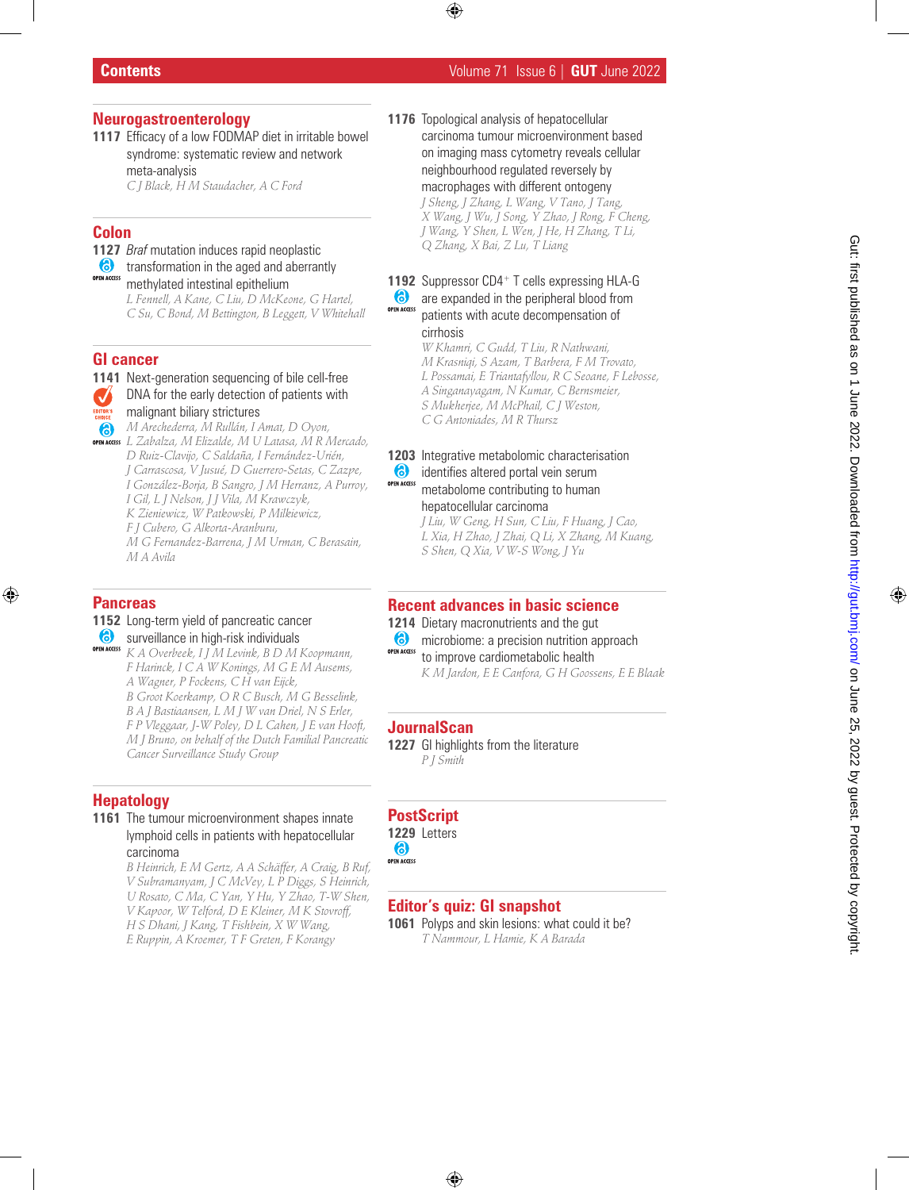# Contents

## Neurogastroenterology

**1117** Efficacy of a low FODMAP diet in irritable bowel syndrome: systematic review and network meta-analysis
*C J Black, H M Staudacher, A C Ford*

## Colon

**1127** *Braf* mutation induces rapid neoplastic transformation in the aged and aberrantly methylated intestinal epithelium
OPEN ACCESS
*L Fennell, A Kane, C Liu, D McKeone, G Hartel, C Su, C Bond, M Bettington, B Leggett, V Whitehall*

## GI cancer

**1141** Next-generation sequencing of bile cell-free DNA for the early detection of patients with malignant biliary strictures
EDITOR'S CHOICE
OPEN ACCESS
*M Arechederra, M Rullán, I Amat, D Oyon, L Zabalza, M Elizalde, M U Latasa, M R Mercado, D Ruiz-Clavijo, C Saldaña, I Fernández-Urién, J Carrascosa, V Jusué, D Guerrero-Setas, C Zazpe, I González-Borja, B Sangro, J M Herranz, A Purroy, I Gil, L J Nelson, J J Vila, M Krawczyk, K Zieniewicz, W Patkowski, P Milkiewicz, F J Cubero, G Alkorta-Aranburu, M G Fernandez-Barrena, J M Urman, C Berasain, M A Avila*

## Pancreas

**1152** Long-term yield of pancreatic cancer surveillance in high-risk individuals
OPEN ACCESS
*K A Overbeek, I J M Levink, B D M Koopmann, F Harinck, I C A W Konings, M G E M Ausems, A Wagner, P Fockens, C H van Eijck, B Groot Koerkamp, O R C Busch, M G Besselink, B A J Bastiaansen, L M J W van Driel, N S Erler, F P Vleggaar, J-W Poley, D L Cahen, J E van Hooft, M J Bruno, on behalf of the Dutch Familial Pancreatic Cancer Surveillance Study Group*

## Hepatology

**1161** The tumour microenvironment shapes innate lymphoid cells in patients with hepatocellular carcinoma
*B Heinrich, E M Gertz, A A Schäffer, A Craig, B Ruf, V Subramanyam, J C McVey, L P Diggs, S Heinrich, U Rosato, C Ma, C Yan, Y Hu, Y Zhao, T-W Shen, V Kapoor, W Telford, D E Kleiner, M K Stovroff, H S Dhani, J Kang, T Fishbein, X W Wang, E Ruppin, A Kroemer, T F Greten, F Korangy*

**1176** Topological analysis of hepatocellular carcinoma tumour microenvironment based on imaging mass cytometry reveals cellular neighbourhood regulated reversely by macrophages with different ontogeny
*J Sheng, J Zhang, L Wang, V Tano, J Tang, X Wang, J Wu, J Song, Y Zhao, J Rong, F Cheng, J Wang, Y Shen, L Wen, J He, H Zhang, T Li, Q Zhang, X Bai, Z Lu, T Liang*

**1192** Suppressor CD4$^{+}$ T cells expressing HLA-G are expanded in the peripheral blood from patients with acute decompensation of cirrhosis
OPEN ACCESS
*W Khamri, C Gudd, T Liu, R Nathwani, M Krasniqi, S Azam, T Barbera, F M Trovato, L Possamai, E Triantafyllou, R C Seoane, F Lebosse, A Singanayagam, N Kumar, C Bernsmeier, S Mukherjee, M McPhail, C J Weston, C G Antoniades, M R Thursz*

**1203** Integrative metabolomic characterisation identifies altered portal vein serum metabolome contributing to human hepatocellular carcinoma
OPEN ACCESS
*J Liu, W Geng, H Sun, C Liu, F Huang, J Cao, L Xia, H Zhao, J Zhai, Q Li, X Zhang, M Kuang, S Shen, Q Xia, V W-S Wong, J Yu*

## Recent advances in basic science

**1214** Dietary macronutrients and the gut microbiome: a precision nutrition approach to improve cardiometabolic health
OPEN ACCESS
*K M Jardon, E E Canfora, G H Goossens, E E Blaak*

## JournalScan

**1227** GI highlights from the literature
*P J Smith*

## PostScript

**1229** Letters
OPEN ACCESS

## Editor's quiz: GI snapshot

**1061** Polyps and skin lesions: what could it be?
*T Nammour, L Hamie, K A Barada*